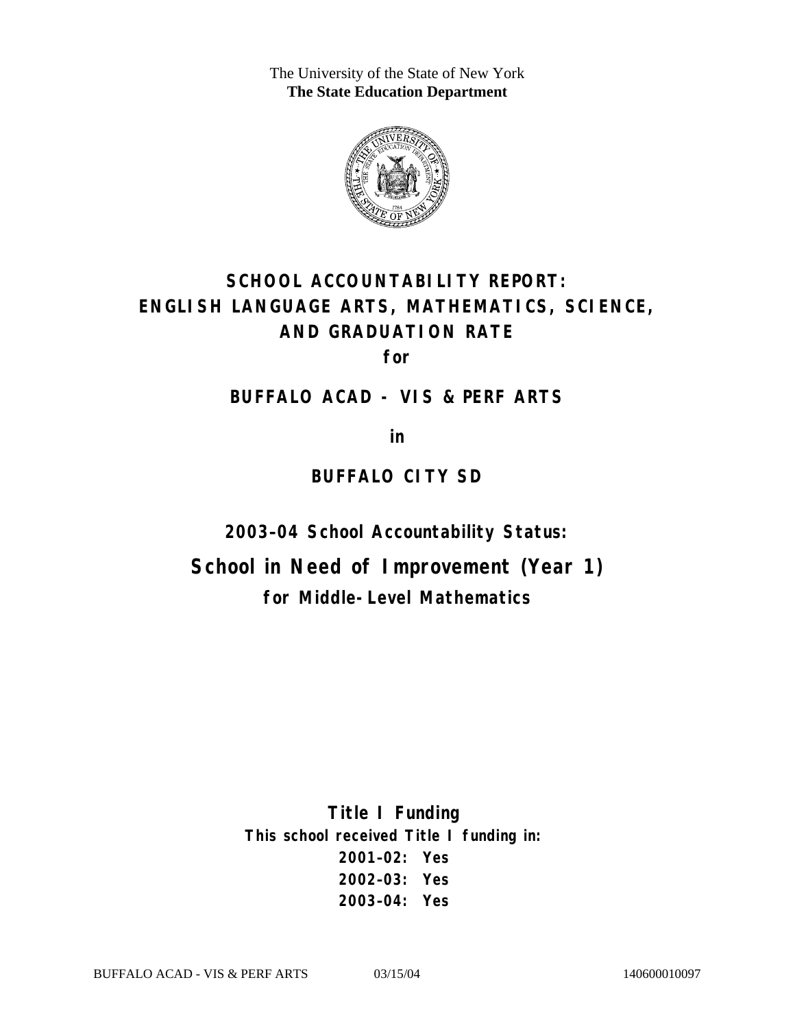The University of the State of New York
**The State Education Department**

# SCHOOL ACCOUNTABILITY REPORT: ENGLISH LANGUAGE ARTS, MATHEMATICS, SCIENCE, AND GRADUATION RATE

**for**

## BUFFALO ACAD - VIS & PERF ARTS

**in**

## BUFFALO CITY SD

### 2003–04 School Accountability Status:

## School in Need of Improvement (Year 1)

### for Middle-Level Mathematics

**Title I Funding**

**This school received Title I funding in:**

**2001–02: Yes**
**2002–03: Yes**
**2003–04: Yes**

BUFFALO ACAD - VIS & PERF ARTS 03/15/04 140600010097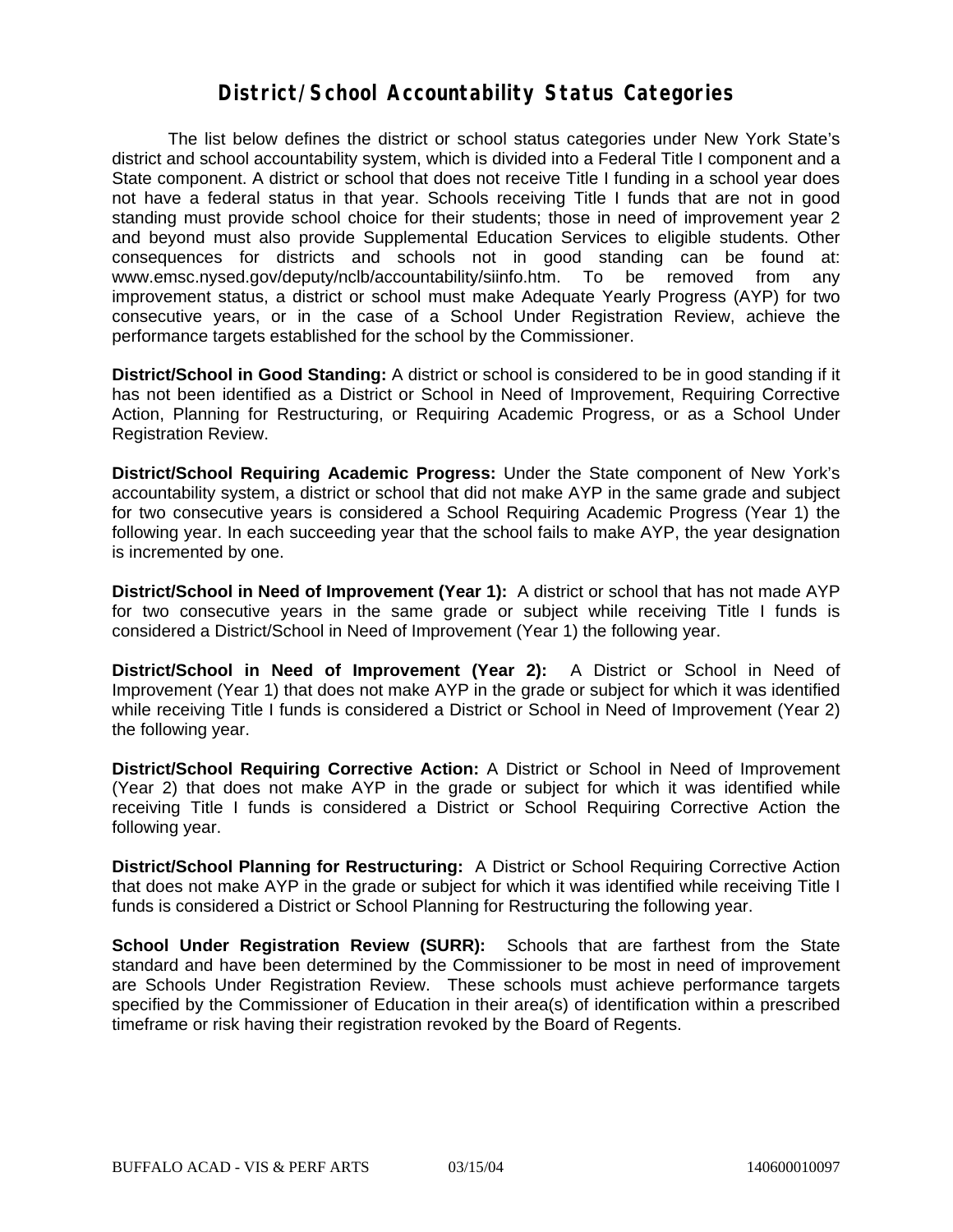# District/School Accountability Status Categories

The list below defines the district or school status categories under New York State's district and school accountability system, which is divided into a Federal Title I component and a State component. A district or school that does not receive Title I funding in a school year does not have a federal status in that year. Schools receiving Title I funds that are not in good standing must provide school choice for their students; those in need of improvement year 2 and beyond must also provide Supplemental Education Services to eligible students. Other consequences for districts and schools not in good standing can be found at: www.emsc.nysed.gov/deputy/nclb/accountability/siinfo.htm. To be removed from any improvement status, a district or school must make Adequate Yearly Progress (AYP) for two consecutive years, or in the case of a School Under Registration Review, achieve the performance targets established for the school by the Commissioner.

**District/School in Good Standing:** A district or school is considered to be in good standing if it has not been identified as a District or School in Need of Improvement, Requiring Corrective Action, Planning for Restructuring, or Requiring Academic Progress, or as a School Under Registration Review.

**District/School Requiring Academic Progress:** Under the State component of New York's accountability system, a district or school that did not make AYP in the same grade and subject for two consecutive years is considered a School Requiring Academic Progress (Year 1) the following year. In each succeeding year that the school fails to make AYP, the year designation is incremented by one.

**District/School in Need of Improvement (Year 1):** A district or school that has not made AYP for two consecutive years in the same grade or subject while receiving Title I funds is considered a District/School in Need of Improvement (Year 1) the following year.

**District/School in Need of Improvement (Year 2):** A District or School in Need of Improvement (Year 1) that does not make AYP in the grade or subject for which it was identified while receiving Title I funds is considered a District or School in Need of Improvement (Year 2) the following year.

**District/School Requiring Corrective Action:** A District or School in Need of Improvement (Year 2) that does not make AYP in the grade or subject for which it was identified while receiving Title I funds is considered a District or School Requiring Corrective Action the following year.

**District/School Planning for Restructuring:** A District or School Requiring Corrective Action that does not make AYP in the grade or subject for which it was identified while receiving Title I funds is considered a District or School Planning for Restructuring the following year.

**School Under Registration Review (SURR):** Schools that are farthest from the State standard and have been determined by the Commissioner to be most in need of improvement are Schools Under Registration Review. These schools must achieve performance targets specified by the Commissioner of Education in their area(s) of identification within a prescribed timeframe or risk having their registration revoked by the Board of Regents.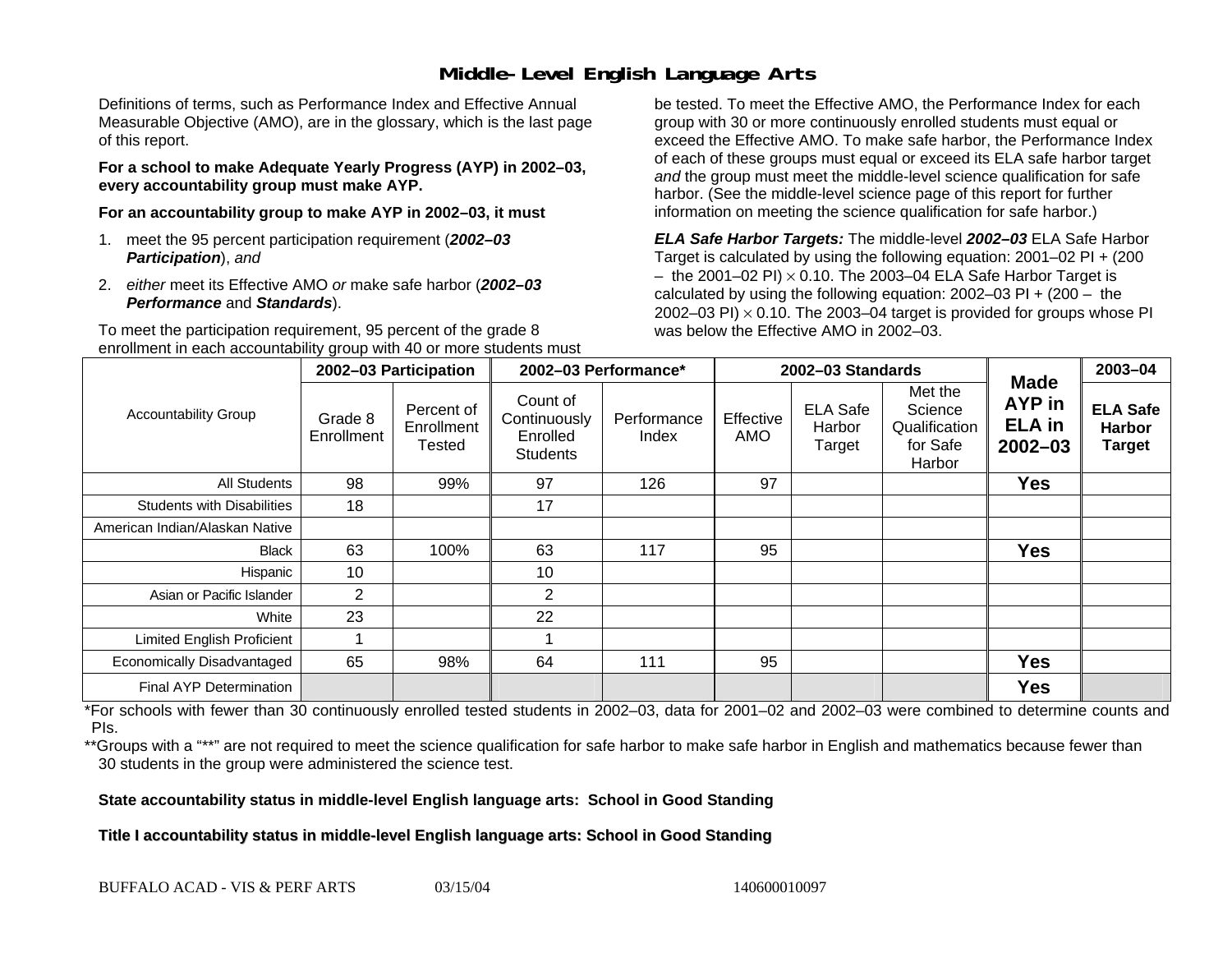# Middle-Level English Language Arts

Definitions of terms, such as Performance Index and Effective Annual Measurable Objective (AMO), are in the glossary, which is the last page of this report.

**For a school to make Adequate Yearly Progress (AYP) in 2002–03, every accountability group must make AYP.**

**For an accountability group to make AYP in 2002–03, it must**

1. meet the 95 percent participation requirement (***2002–03 Participation***), *and*
2. *either* meet its Effective AMO *or* make safe harbor (***2002–03 Performance*** and ***Standards***).

To meet the participation requirement, 95 percent of the grade 8 enrollment in each accountability group with 40 or more students must be tested. To meet the Effective AMO, the Performance Index for each group with 30 or more continuously enrolled students must equal or exceed the Effective AMO. To make safe harbor, the Performance Index of each of these groups must equal or exceed its ELA safe harbor target *and* the group must meet the middle-level science qualification for safe harbor. (See the middle-level science page of this report for further information on meeting the science qualification for safe harbor.)

***ELA Safe Harbor Targets:*** The middle-level ***2002–03*** ELA Safe Harbor Target is calculated by using the following equation: 2001–02 PI + (200 – the 2001–02 PI) $\times$ 0.10. The 2003–04 ELA Safe Harbor Target is calculated by using the following equation: 2002–03 PI + (200 – the 2002–03 PI) $\times$ 0.10. The 2003–04 target is provided for groups whose PI was below the Effective AMO in 2002–03.

| Accountability Group | 2002–03 Participation | | 2002–03 Performance* | | 2002–03 Standards | | | Made AYP in ELA in 2002–03 | 2003–04 |
|---|---|---|---|---|---|---|---|---|---|
| | Grade 8 Enrollment | Percent of Enrollment Tested | Count of Continuously Enrolled Students | Performance Index | Effective AMO | ELA Safe Harbor Target | Met the Science Qualification for Safe Harbor | | ELA Safe Harbor Target |
| All Students | 98 | 99% | 97 | 126 | 97 | | | Yes | |
| Students with Disabilities | 18 | | 17 | | | | | | |
| American Indian/Alaskan Native | | | | | | | | | |
| Black | 63 | 100% | 63 | 117 | 95 | | | Yes | |
| Hispanic | 10 | | 10 | | | | | | |
| Asian or Pacific Islander | 2 | | 2 | | | | | | |
| White | 23 | | 22 | | | | | | |
| Limited English Proficient | 1 | | 1 | | | | | | |
| Economically Disadvantaged | 65 | 98% | 64 | 111 | 95 | | | Yes | |
| Final AYP Determination | | | | | | | | Yes | |

*For schools with fewer than 30 continuously enrolled tested students in 2002–03, data for 2001–02 and 2002–03 were combined to determine counts and PIs.

**Groups with a "**" are not required to meet the science qualification for safe harbor to make safe harbor in English and mathematics because fewer than 30 students in the group were administered the science test.

**State accountability status in middle-level English language arts: School in Good Standing**

**Title I accountability status in middle-level English language arts: School in Good Standing**

BUFFALO ACAD - VIS & PERF ARTS 03/15/04 140600010097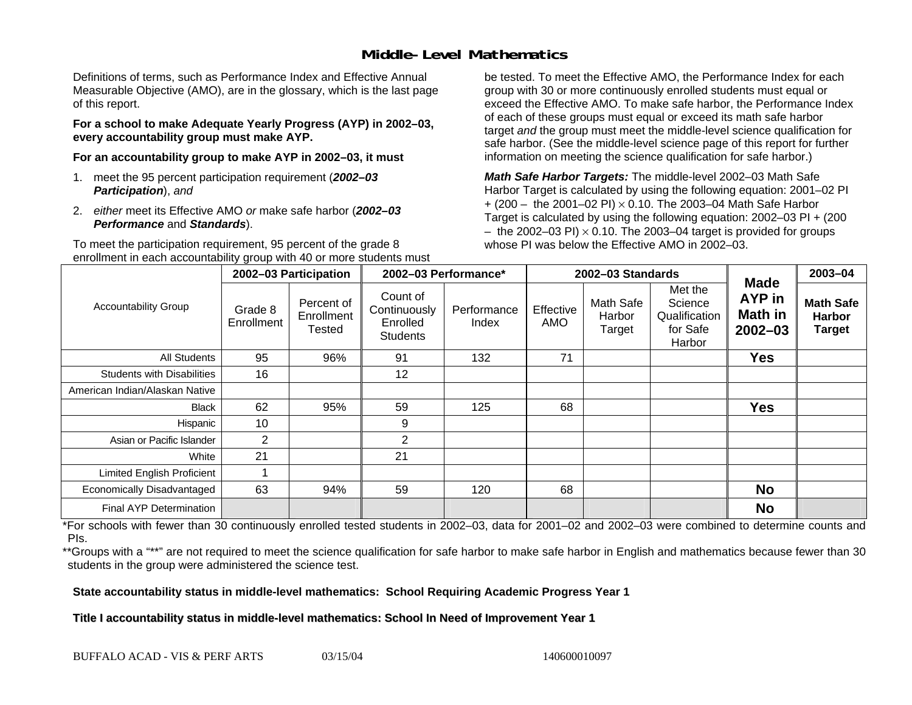# Middle-Level Mathematics

Definitions of terms, such as Performance Index and Effective Annual Measurable Objective (AMO), are in the glossary, which is the last page of this report.

**For a school to make Adequate Yearly Progress (AYP) in 2002–03, every accountability group must make AYP.**

**For an accountability group to make AYP in 2002–03, it must**

1. meet the 95 percent participation requirement (***2002–03 Participation***), *and*
2. *either* meet its Effective AMO *or* make safe harbor (***2002–03 Performance*** and ***Standards***).

To meet the participation requirement, 95 percent of the grade 8 enrollment in each accountability group with 40 or more students must be tested. To meet the Effective AMO, the Performance Index for each group with 30 or more continuously enrolled students must equal or exceed the Effective AMO. To make safe harbor, the Performance Index of each of these groups must equal or exceed its math safe harbor target *and* the group must meet the middle-level science qualification for safe harbor. (See the middle-level science page of this report for further information on meeting the science qualification for safe harbor.)

***Math Safe Harbor Targets:*** The middle-level 2002–03 Math Safe Harbor Target is calculated by using the following equation: 2001–02 PI + (200 – the 2001–02 PI) × 0.10. The 2003–04 Math Safe Harbor Target is calculated by using the following equation: 2002–03 PI + (200 – the 2002–03 PI) × 0.10. The 2003–04 target is provided for groups whose PI was below the Effective AMO in 2002–03.

| Accountability Group | 2002–03 Participation | | 2002–03 Performance* | | 2002–03 Standards | | | Made AYP in Math in 2002–03 | 2003–04 |
|---|---|---|---|---|---|---|---|---|---|
| | Grade 8 Enrollment | Percent of Enrollment Tested | Count of Continuously Enrolled Students | Performance Index | Effective AMO | Math Safe Harbor Target | Met the Science Qualification for Safe Harbor | | Math Safe Harbor Target |
| All Students | 95 | 96% | 91 | 132 | 71 | | | Yes | |
| Students with Disabilities | 16 | | 12 | | | | | | |
| American Indian/Alaskan Native | | | | | | | | | |
| Black | 62 | 95% | 59 | 125 | 68 | | | Yes | |
| Hispanic | 10 | | 9 | | | | | | |
| Asian or Pacific Islander | 2 | | 2 | | | | | | |
| White | 21 | | 21 | | | | | | |
| Limited English Proficient | 1 | | | | | | | | |
| Economically Disadvantaged | 63 | 94% | 59 | 120 | 68 | | | No | |
| Final AYP Determination | | | | | | | | No | |

*For schools with fewer than 30 continuously enrolled tested students in 2002–03, data for 2001–02 and 2002–03 were combined to determine counts and PIs.

**Groups with a "**" are not required to meet the science qualification for safe harbor to make safe harbor in English and mathematics because fewer than 30 students in the group were administered the science test.

**State accountability status in middle-level mathematics: School Requiring Academic Progress Year 1**

**Title I accountability status in middle-level mathematics: School In Need of Improvement Year 1**

BUFFALO ACAD - VIS & PERF ARTS 03/15/04 140600010097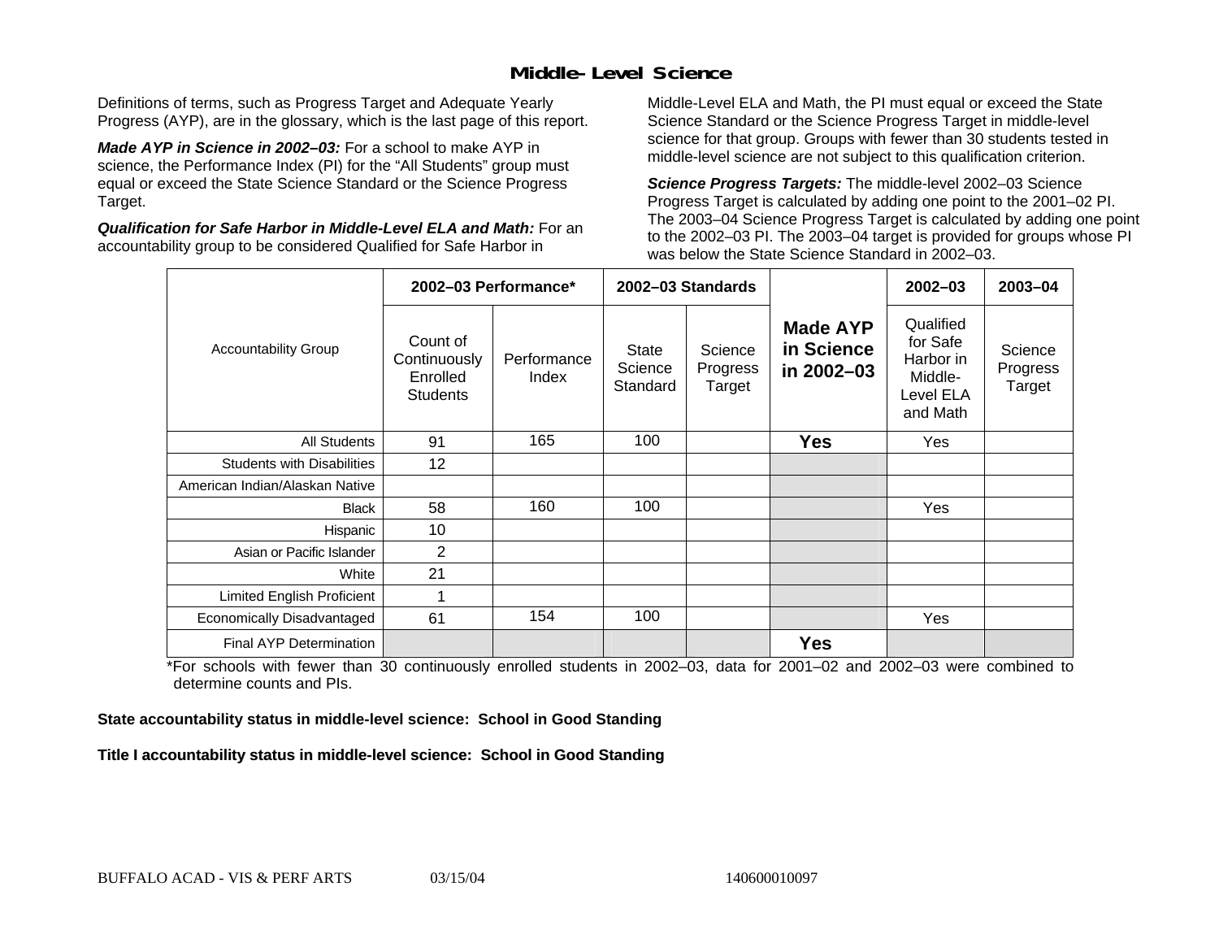# Middle-Level Science

Definitions of terms, such as Progress Target and Adequate Yearly Progress (AYP), are in the glossary, which is the last page of this report.

***Made AYP in Science in 2002–03:*** For a school to make AYP in science, the Performance Index (PI) for the "All Students" group must equal or exceed the State Science Standard or the Science Progress Target.

***Qualification for Safe Harbor in Middle-Level ELA and Math:*** For an accountability group to be considered Qualified for Safe Harbor in Middle-Level ELA and Math, the PI must equal or exceed the State Science Standard or the Science Progress Target in middle-level science for that group. Groups with fewer than 30 students tested in middle-level science are not subject to this qualification criterion.

***Science Progress Targets:*** The middle-level 2002–03 Science Progress Target is calculated by adding one point to the 2001–02 PI. The 2003–04 Science Progress Target is calculated by adding one point to the 2002–03 PI. The 2003–04 target is provided for groups whose PI was below the State Science Standard in 2002–03.

| Accountability Group | 2002–03 Performance* | | 2002–03 Standards | | Made AYP in Science in 2002–03 | 2002–03 | 2003–04 |
|---|---|---|---|---|---|---|---|
| | Count of Continuously Enrolled Students | Performance Index | State Science Standard | Science Progress Target | | Qualified for Safe Harbor in Middle-Level ELA and Math | Science Progress Target |
| All Students | 91 | 165 | 100 | | **Yes** | Yes | |
| Students with Disabilities | 12 | | | | | | |
| American Indian/Alaskan Native | | | | | | | |
| Black | 58 | 160 | 100 | | | Yes | |
| Hispanic | 10 | | | | | | |
| Asian or Pacific Islander | 2 | | | | | | |
| White | 21 | | | | | | |
| Limited English Proficient | 1 | | | | | | |
| Economically Disadvantaged | 61 | 154 | 100 | | | Yes | |
| Final AYP Determination | | | | | **Yes** | | |

*For schools with fewer than 30 continuously enrolled students in 2002–03, data for 2001–02 and 2002–03 were combined to determine counts and PIs.

**State accountability status in middle-level science: School in Good Standing**

**Title I accountability status in middle-level science: School in Good Standing**

BUFFALO ACAD - VIS & PERF ARTS 03/15/04 140600010097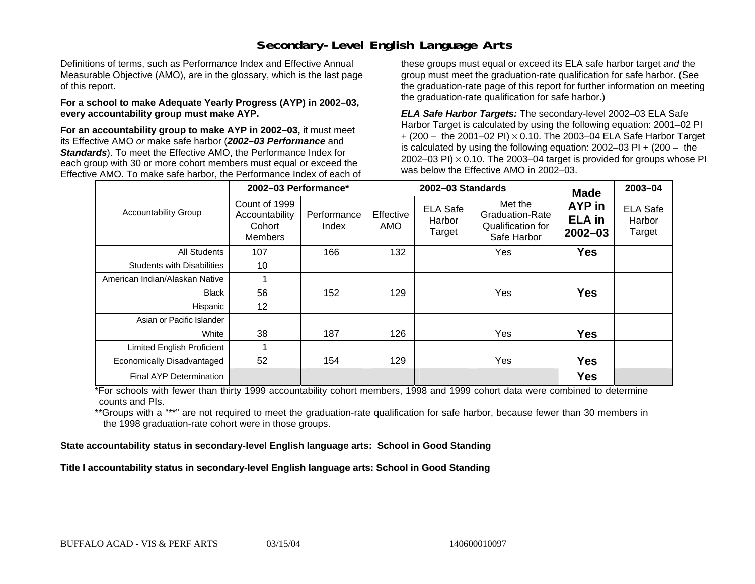# Secondary-Level English Language Arts

Definitions of terms, such as Performance Index and Effective Annual Measurable Objective (AMO), are in the glossary, which is the last page of this report.

**For a school to make Adequate Yearly Progress (AYP) in 2002–03, every accountability group must make AYP.**

**For an accountability group to make AYP in 2002–03,** it must meet its Effective AMO *or* make safe harbor (***2002–03 Performance*** and ***Standards***). To meet the Effective AMO, the Performance Index for each group with 30 or more cohort members must equal or exceed the Effective AMO. To make safe harbor, the Performance Index of each of these groups must equal or exceed its ELA safe harbor target *and* the group must meet the graduation-rate qualification for safe harbor. (See the graduation-rate page of this report for further information on meeting the graduation-rate qualification for safe harbor.)

***ELA Safe Harbor Targets:*** The secondary-level 2002–03 ELA Safe Harbor Target is calculated by using the following equation: 2001–02 PI + (200 – the 2001–02 PI) $\times$ 0.10. The 2003–04 ELA Safe Harbor Target is calculated by using the following equation: 2002–03 PI + (200 – the 2002–03 PI) $\times$ 0.10. The 2003–04 target is provided for groups whose PI was below the Effective AMO in 2002–03.

| Accountability Group | 2002–03 Performance* | | 2002–03 Standards | | | Made AYP in ELA in 2002–03 | 2003–04 |
|---|---|---|---|---|---|---|---|
| | Count of 1999 Accountability Cohort Members | Performance Index | Effective AMO | ELA Safe Harbor Target | Met the Graduation-Rate Qualification for Safe Harbor | | ELA Safe Harbor Target |
| All Students | 107 | 166 | 132 | | Yes | **Yes** | |
| Students with Disabilities | 10 | | | | | | |
| American Indian/Alaskan Native | 1 | | | | | | |
| Black | 56 | 152 | 129 | | Yes | **Yes** | |
| Hispanic | 12 | | | | | | |
| Asian or Pacific Islander | | | | | | | |
| White | 38 | 187 | 126 | | Yes | **Yes** | |
| Limited English Proficient | 1 | | | | | | |
| Economically Disadvantaged | 52 | 154 | 129 | | Yes | **Yes** | |
| Final AYP Determination | | | | | | **Yes** | |

*For schools with fewer than thirty 1999 accountability cohort members, 1998 and 1999 cohort data were combined to determine counts and PIs.

**Groups with a "**" are not required to meet the graduation-rate qualification for safe harbor, because fewer than 30 members in the 1998 graduation-rate cohort were in those groups.

**State accountability status in secondary-level English language arts: School in Good Standing**

**Title I accountability status in secondary-level English language arts: School in Good Standing**

BUFFALO ACAD - VIS & PERF ARTS 03/15/04 140600010097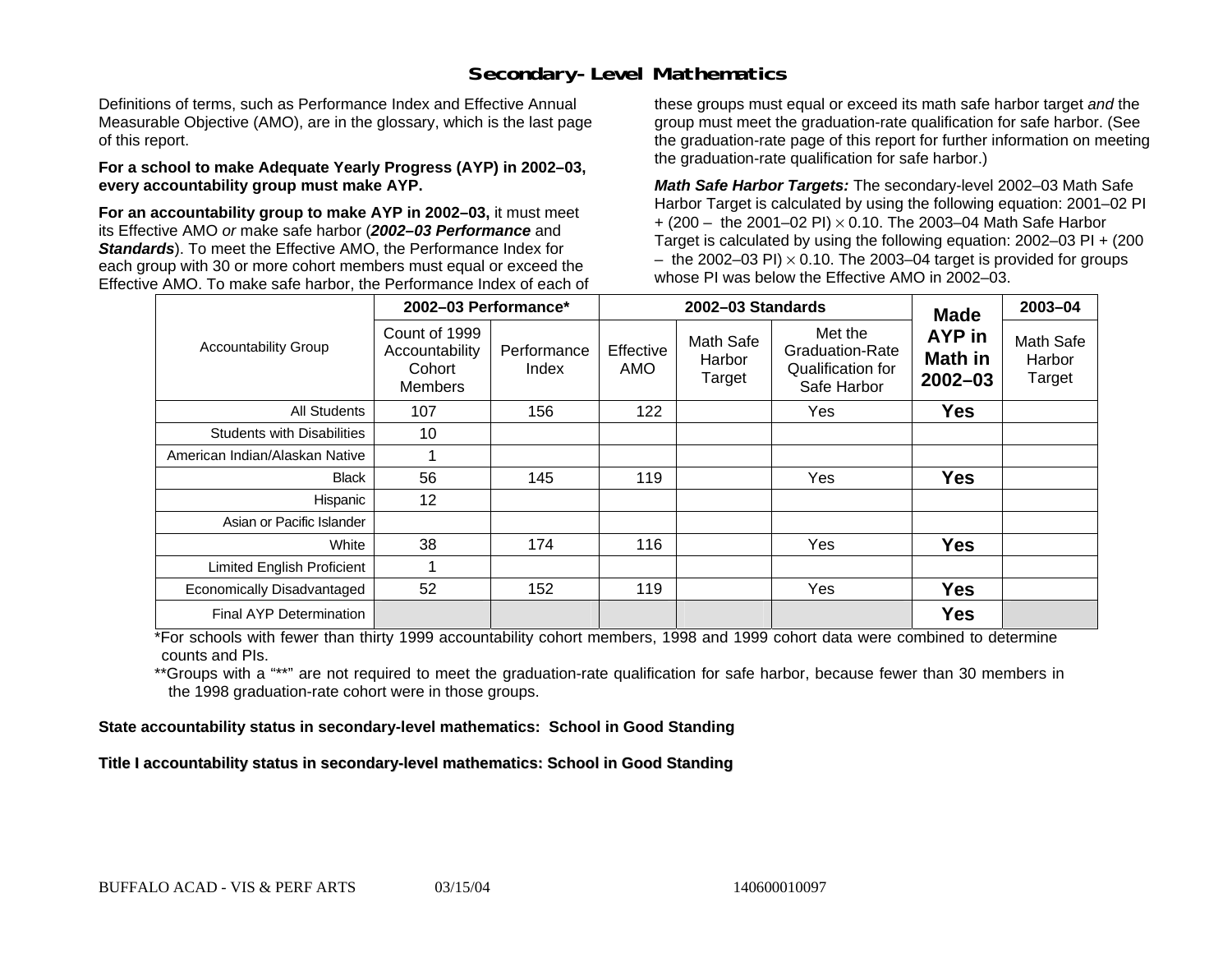# Secondary-Level Mathematics

Definitions of terms, such as Performance Index and Effective Annual Measurable Objective (AMO), are in the glossary, which is the last page of this report.

**For a school to make Adequate Yearly Progress (AYP) in 2002–03, every accountability group must make AYP.**

**For an accountability group to make AYP in 2002–03,** it must meet its Effective AMO *or* make safe harbor (***2002–03 Performance*** and ***Standards***). To meet the Effective AMO, the Performance Index for each group with 30 or more cohort members must equal or exceed the Effective AMO. To make safe harbor, the Performance Index of each of these groups must equal or exceed its math safe harbor target *and* the group must meet the graduation-rate qualification for safe harbor. (See the graduation-rate page of this report for further information on meeting the graduation-rate qualification for safe harbor.)

***Math Safe Harbor Targets:*** The secondary-level 2002–03 Math Safe Harbor Target is calculated by using the following equation: 2001–02 PI + (200 – the 2001–02 PI) $\times$ 0.10. The 2003–04 Math Safe Harbor Target is calculated by using the following equation: 2002–03 PI + (200 – the 2002–03 PI) $\times$ 0.10. The 2003–04 target is provided for groups whose PI was below the Effective AMO in 2002–03.

| Accountability Group | 2002–03 Performance* | | 2002–03 Standards | | | Made AYP in Math in 2002–03 | 2003–04 |
|---|---|---|---|---|---|---|---|
| | Count of 1999 Accountability Cohort Members | Performance Index | Effective AMO | Math Safe Harbor Target | Met the Graduation-Rate Qualification for Safe Harbor | | Math Safe Harbor Target |
| All Students | 107 | 156 | 122 | | Yes | **Yes** | |
| Students with Disabilities | 10 | | | | | | |
| American Indian/Alaskan Native | 1 | | | | | | |
| Black | 56 | 145 | 119 | | Yes | **Yes** | |
| Hispanic | 12 | | | | | | |
| Asian or Pacific Islander | | | | | | | |
| White | 38 | 174 | 116 | | Yes | **Yes** | |
| Limited English Proficient | 1 | | | | | | |
| Economically Disadvantaged | 52 | 152 | 119 | | Yes | **Yes** | |
| Final AYP Determination | | | | | | **Yes** | |

*For schools with fewer than thirty 1999 accountability cohort members, 1998 and 1999 cohort data were combined to determine counts and PIs.

**Groups with a "**" are not required to meet the graduation-rate qualification for safe harbor, because fewer than 30 members in the 1998 graduation-rate cohort were in those groups.

**State accountability status in secondary-level mathematics: School in Good Standing**

**Title I accountability status in secondary-level mathematics: School in Good Standing**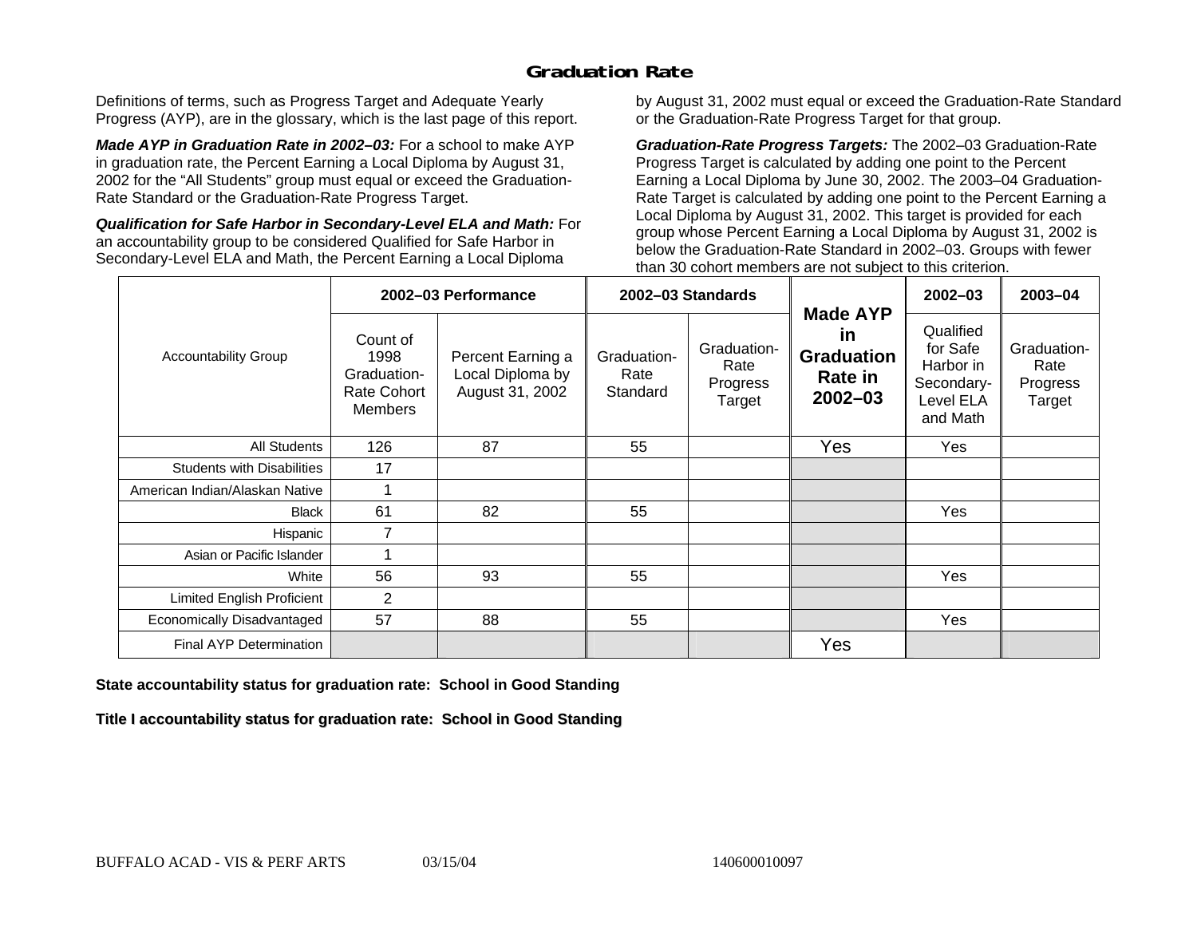# Graduation Rate

Definitions of terms, such as Progress Target and Adequate Yearly Progress (AYP), are in the glossary, which is the last page of this report.

***Made AYP in Graduation Rate in 2002–03:*** For a school to make AYP in graduation rate, the Percent Earning a Local Diploma by August 31, 2002 for the "All Students" group must equal or exceed the Graduation-Rate Standard or the Graduation-Rate Progress Target.

***Qualification for Safe Harbor in Secondary-Level ELA and Math:*** For an accountability group to be considered Qualified for Safe Harbor in Secondary-Level ELA and Math, the Percent Earning a Local Diploma by August 31, 2002 must equal or exceed the Graduation-Rate Standard or the Graduation-Rate Progress Target for that group.

***Graduation-Rate Progress Targets:*** The 2002–03 Graduation-Rate Progress Target is calculated by adding one point to the Percent Earning a Local Diploma by June 30, 2002. The 2003–04 Graduation-Rate Target is calculated by adding one point to the Percent Earning a Local Diploma by August 31, 2002. This target is provided for each group whose Percent Earning a Local Diploma by August 31, 2002 is below the Graduation-Rate Standard in 2002–03. Groups with fewer than 30 cohort members are not subject to this criterion.

| Accountability Group | 2002–03 Performance | | 2002–03 Standards | | Made AYP in Graduation Rate in 2002–03 | 2002–03 | 2003–04 |
|---|---|---|---|---|---|---|---|
| | Count of 1998 Graduation-Rate Cohort Members | Percent Earning a Local Diploma by August 31, 2002 | Graduation-Rate Standard | Graduation-Rate Progress Target | | Qualified for Safe Harbor in Secondary-Level ELA and Math | Graduation-Rate Progress Target |
| All Students | 126 | 87 | 55 | | Yes | Yes | |
| Students with Disabilities | 17 | | | | | | |
| American Indian/Alaskan Native | 1 | | | | | | |
| Black | 61 | 82 | 55 | | | Yes | |
| Hispanic | 7 | | | | | | |
| Asian or Pacific Islander | 1 | | | | | | |
| White | 56 | 93 | 55 | | | Yes | |
| Limited English Proficient | 2 | | | | | | |
| Economically Disadvantaged | 57 | 88 | 55 | | | Yes | |
| Final AYP Determination | | | | | Yes | | |

**State accountability status for graduation rate: School in Good Standing**

**Title I accountability status for graduation rate: School in Good Standing**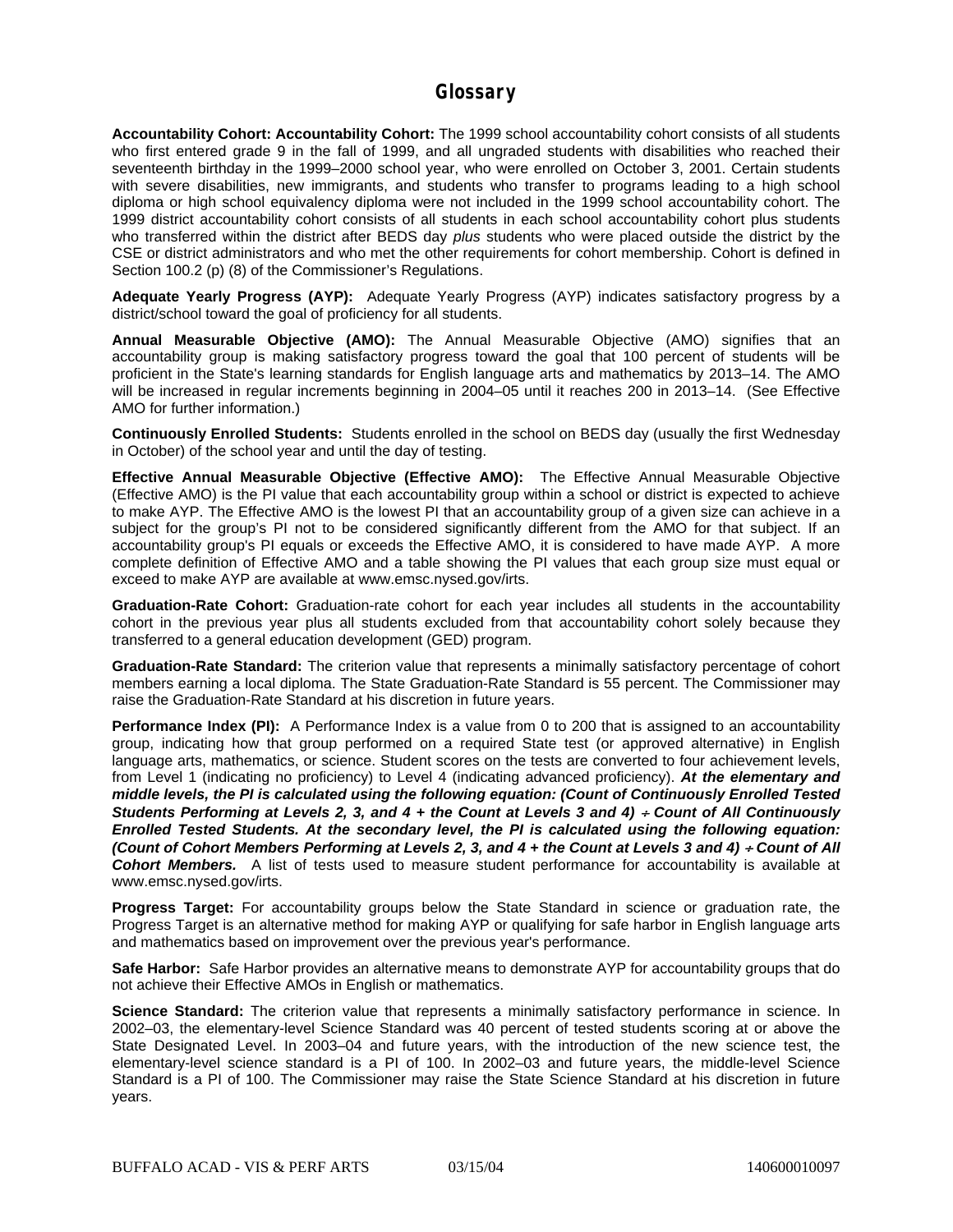# Glossary

**Accountability Cohort: Accountability Cohort:** The 1999 school accountability cohort consists of all students who first entered grade 9 in the fall of 1999, and all ungraded students with disabilities who reached their seventeenth birthday in the 1999–2000 school year, who were enrolled on October 3, 2001. Certain students with severe disabilities, new immigrants, and students who transfer to programs leading to a high school diploma or high school equivalency diploma were not included in the 1999 school accountability cohort. The 1999 district accountability cohort consists of all students in each school accountability cohort plus students who transferred within the district after BEDS day *plus* students who were placed outside the district by the CSE or district administrators and who met the other requirements for cohort membership. Cohort is defined in Section 100.2 (p) (8) of the Commissioner's Regulations.

**Adequate Yearly Progress (AYP):** Adequate Yearly Progress (AYP) indicates satisfactory progress by a district/school toward the goal of proficiency for all students.

**Annual Measurable Objective (AMO):** The Annual Measurable Objective (AMO) signifies that an accountability group is making satisfactory progress toward the goal that 100 percent of students will be proficient in the State's learning standards for English language arts and mathematics by 2013–14. The AMO will be increased in regular increments beginning in 2004–05 until it reaches 200 in 2013–14. (See Effective AMO for further information.)

**Continuously Enrolled Students:** Students enrolled in the school on BEDS day (usually the first Wednesday in October) of the school year and until the day of testing.

**Effective Annual Measurable Objective (Effective AMO):** The Effective Annual Measurable Objective (Effective AMO) is the PI value that each accountability group within a school or district is expected to achieve to make AYP. The Effective AMO is the lowest PI that an accountability group of a given size can achieve in a subject for the group's PI not to be considered significantly different from the AMO for that subject. If an accountability group's PI equals or exceeds the Effective AMO, it is considered to have made AYP. A more complete definition of Effective AMO and a table showing the PI values that each group size must equal or exceed to make AYP are available at www.emsc.nysed.gov/irts.

**Graduation-Rate Cohort:** Graduation-rate cohort for each year includes all students in the accountability cohort in the previous year plus all students excluded from that accountability cohort solely because they transferred to a general education development (GED) program.

**Graduation-Rate Standard:** The criterion value that represents a minimally satisfactory percentage of cohort members earning a local diploma. The State Graduation-Rate Standard is 55 percent. The Commissioner may raise the Graduation-Rate Standard at his discretion in future years.

**Performance Index (PI):** A Performance Index is a value from 0 to 200 that is assigned to an accountability group, indicating how that group performed on a required State test (or approved alternative) in English language arts, mathematics, or science. Student scores on the tests are converted to four achievement levels, from Level 1 (indicating no proficiency) to Level 4 (indicating advanced proficiency). ***At the elementary and middle levels, the PI is calculated using the following equation: (Count of Continuously Enrolled Tested Students Performing at Levels 2, 3, and 4 + the Count at Levels 3 and 4) ÷ Count of All Continuously Enrolled Tested Students. At the secondary level, the PI is calculated using the following equation: (Count of Cohort Members Performing at Levels 2, 3, and 4 + the Count at Levels 3 and 4) ÷ Count of All Cohort Members.*** A list of tests used to measure student performance for accountability is available at www.emsc.nysed.gov/irts.

**Progress Target:** For accountability groups below the State Standard in science or graduation rate, the Progress Target is an alternative method for making AYP or qualifying for safe harbor in English language arts and mathematics based on improvement over the previous year's performance.

**Safe Harbor:** Safe Harbor provides an alternative means to demonstrate AYP for accountability groups that do not achieve their Effective AMOs in English or mathematics.

**Science Standard:** The criterion value that represents a minimally satisfactory performance in science. In 2002–03, the elementary-level Science Standard was 40 percent of tested students scoring at or above the State Designated Level. In 2003–04 and future years, with the introduction of the new science test, the elementary-level science standard is a PI of 100. In 2002–03 and future years, the middle-level Science Standard is a PI of 100. The Commissioner may raise the State Science Standard at his discretion in future years.